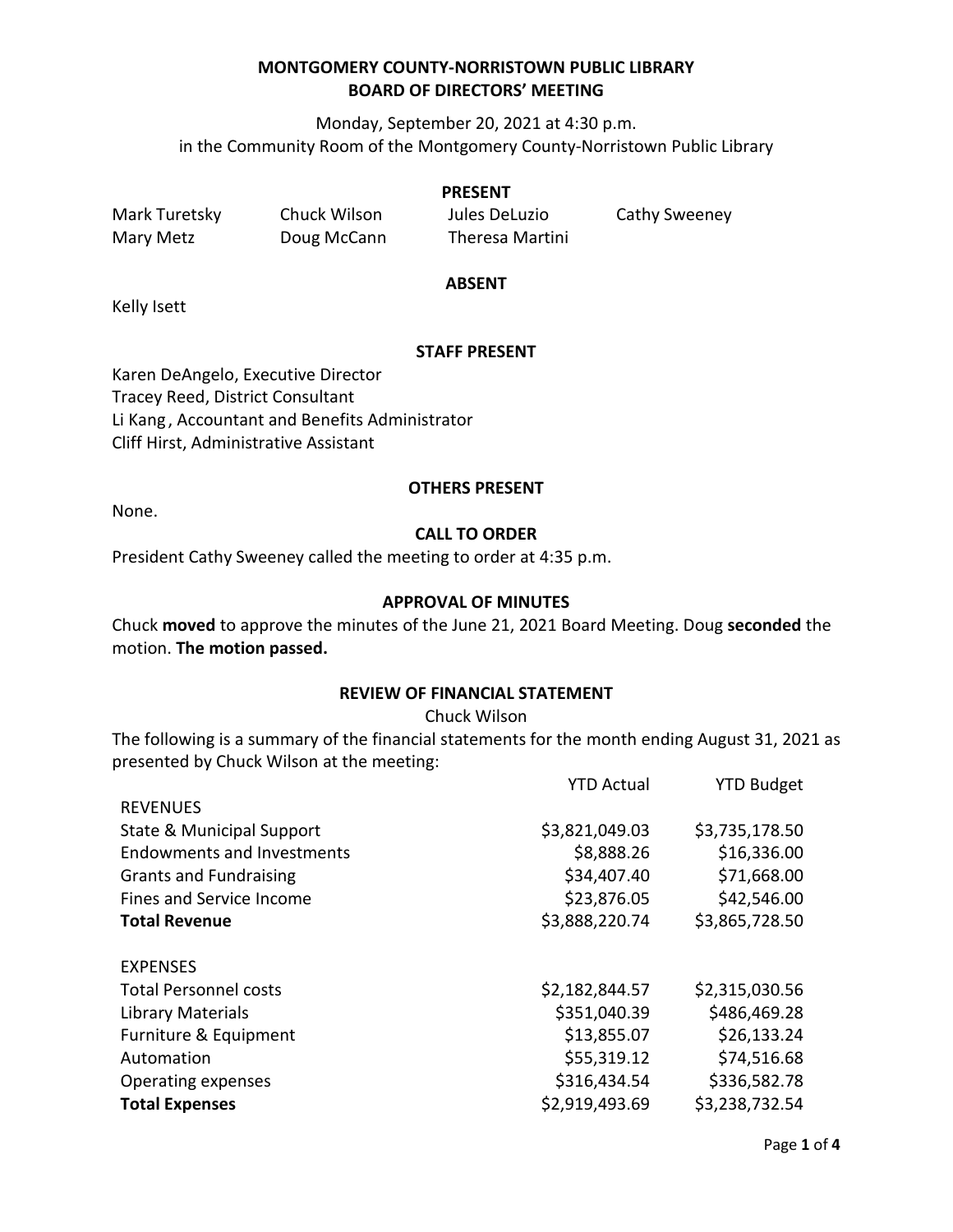# MONTGOMERY COUNTY-NORRISTOWN PUBLIC LIBRARY
# BOARD OF DIRECTORS' MEETING

Monday, September 20, 2021 at 4:30 p.m.
in the Community Room of the Montgomery County-Norristown Public Library

## PRESENT

Mark Turetsky, Chuck Wilson, Jules DeLuzio, Cathy Sweeney, Mary Metz, Doug McCann, Theresa Martini

## ABSENT

Kelly Isett

## STAFF PRESENT

Karen DeAngelo, Executive Director
Tracey Reed, District Consultant
Li Kang, Accountant and Benefits Administrator
Cliff Hirst, Administrative Assistant

## OTHERS PRESENT

None.

## CALL TO ORDER

President Cathy Sweeney called the meeting to order at 4:35 p.m.

## APPROVAL OF MINUTES

Chuck **moved** to approve the minutes of the June 21, 2021 Board Meeting. Doug **seconded** the motion. **The motion passed.**

## REVIEW OF FINANCIAL STATEMENT

Chuck Wilson

The following is a summary of the financial statements for the month ending August 31, 2021 as presented by Chuck Wilson at the meeting:

| | YTD Actual | YTD Budget |
|---|---|---|
| REVENUES | | |
| State & Municipal Support | $3,821,049.03 | $3,735,178.50 |
| Endowments and Investments | $8,888.26 | $16,336.00 |
| Grants and Fundraising | $34,407.40 | $71,668.00 |
| Fines and Service Income | $23,876.05 | $42,546.00 |
| **Total Revenue** | $3,888,220.74 | $3,865,728.50 |
| | | |
| EXPENSES | | |
| Total Personnel costs | $2,182,844.57 | $2,315,030.56 |
| Library Materials | $351,040.39 | $486,469.28 |
| Furniture & Equipment | $13,855.07 | $26,133.24 |
| Automation | $55,319.12 | $74,516.68 |
| Operating expenses | $316,434.54 | $336,582.78 |
| **Total Expenses** | $2,919,493.69 | $3,238,732.54 |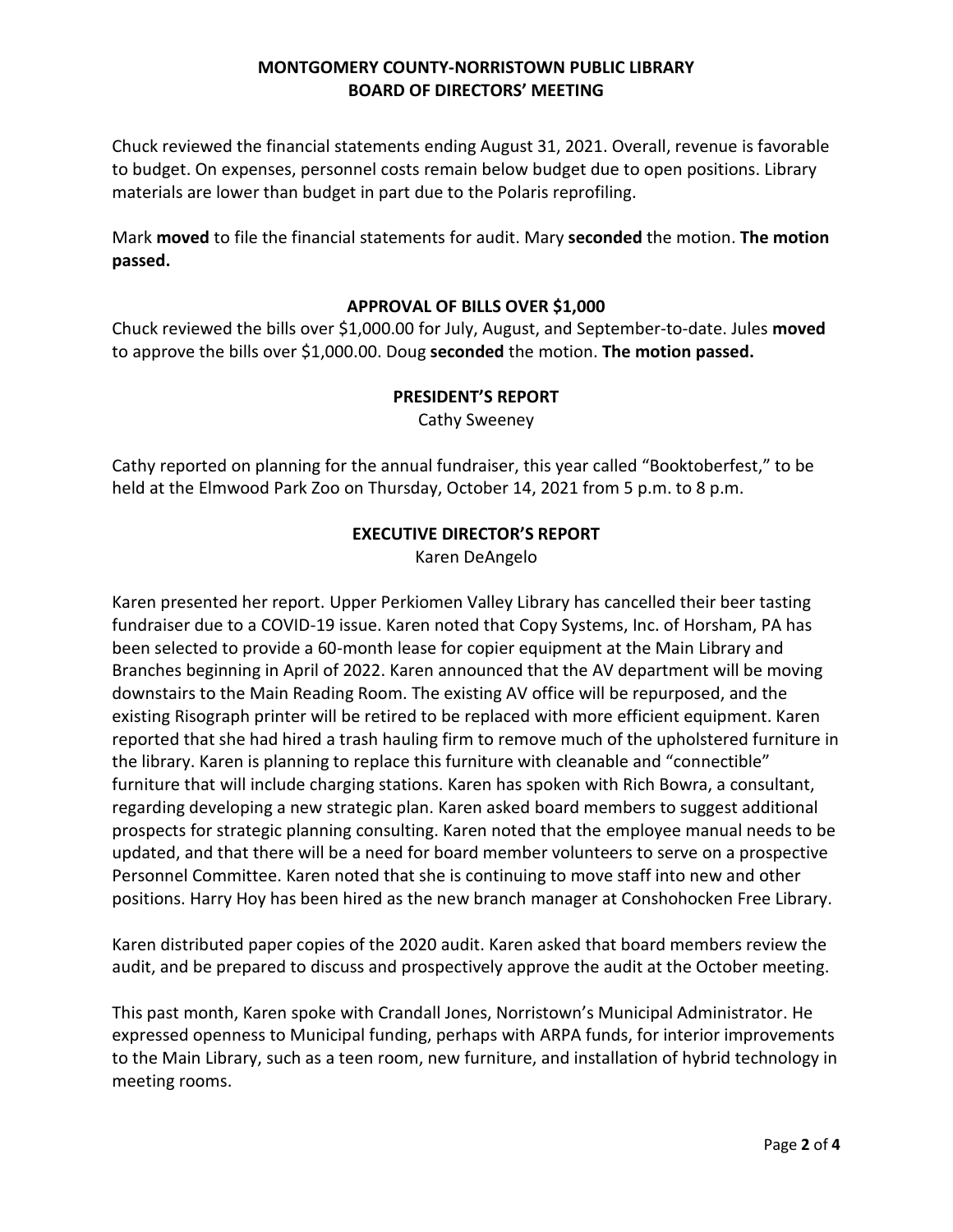Chuck reviewed the financial statements ending August 31, 2021. Overall, revenue is favorable to budget. On expenses, personnel costs remain below budget due to open positions. Library materials are lower than budget in part due to the Polaris reprofiling.

Mark **moved** to file the financial statements for audit. Mary **seconded** the motion. **The motion passed.**

## APPROVAL OF BILLS OVER $1,000

Chuck reviewed the bills over $1,000.00 for July, August, and September-to-date. Jules **moved** to approve the bills over $1,000.00. Doug **seconded** the motion. **The motion passed.**

## PRESIDENT'S REPORT

Cathy Sweeney

Cathy reported on planning for the annual fundraiser, this year called "Booktoberfest," to be held at the Elmwood Park Zoo on Thursday, October 14, 2021 from 5 p.m. to 8 p.m.

## EXECUTIVE DIRECTOR'S REPORT

Karen DeAngelo

Karen presented her report. Upper Perkiomen Valley Library has cancelled their beer tasting fundraiser due to a COVID-19 issue. Karen noted that Copy Systems, Inc. of Horsham, PA has been selected to provide a 60-month lease for copier equipment at the Main Library and Branches beginning in April of 2022. Karen announced that the AV department will be moving downstairs to the Main Reading Room. The existing AV office will be repurposed, and the existing Risograph printer will be retired to be replaced with more efficient equipment. Karen reported that she had hired a trash hauling firm to remove much of the upholstered furniture in the library. Karen is planning to replace this furniture with cleanable and "connectible" furniture that will include charging stations. Karen has spoken with Rich Bowra, a consultant, regarding developing a new strategic plan. Karen asked board members to suggest additional prospects for strategic planning consulting. Karen noted that the employee manual needs to be updated, and that there will be a need for board member volunteers to serve on a prospective Personnel Committee. Karen noted that she is continuing to move staff into new and other positions. Harry Hoy has been hired as the new branch manager at Conshohocken Free Library.

Karen distributed paper copies of the 2020 audit. Karen asked that board members review the audit, and be prepared to discuss and prospectively approve the audit at the October meeting.

This past month, Karen spoke with Crandall Jones, Norristown's Municipal Administrator. He expressed openness to Municipal funding, perhaps with ARPA funds, for interior improvements to the Main Library, such as a teen room, new furniture, and installation of hybrid technology in meeting rooms.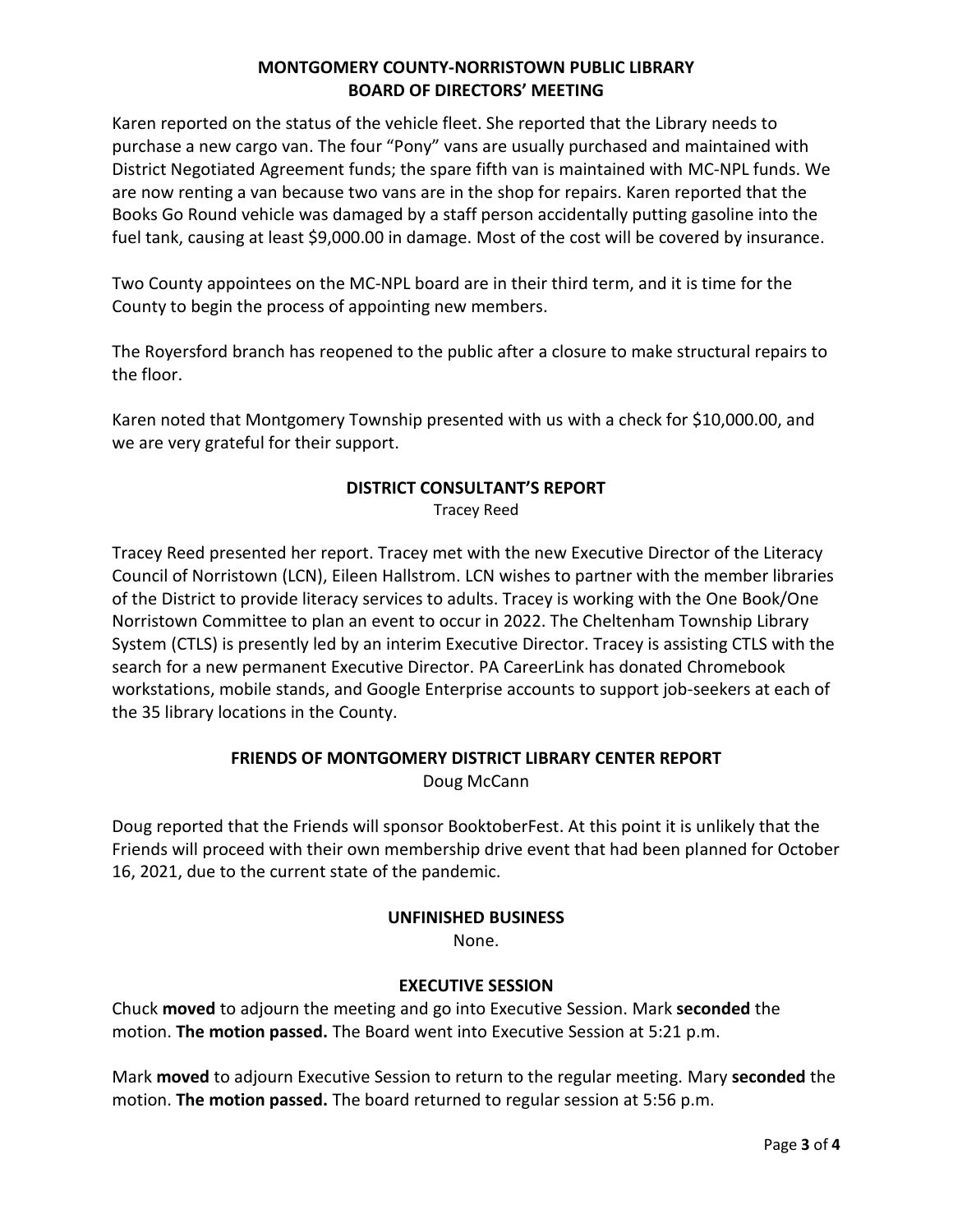Karen reported on the status of the vehicle fleet. She reported that the Library needs to purchase a new cargo van. The four "Pony" vans are usually purchased and maintained with District Negotiated Agreement funds; the spare fifth van is maintained with MC-NPL funds. We are now renting a van because two vans are in the shop for repairs. Karen reported that the Books Go Round vehicle was damaged by a staff person accidentally putting gasoline into the fuel tank, causing at least $9,000.00 in damage. Most of the cost will be covered by insurance.

Two County appointees on the MC-NPL board are in their third term, and it is time for the County to begin the process of appointing new members.

The Royersford branch has reopened to the public after a closure to make structural repairs to the floor.

Karen noted that Montgomery Township presented with us with a check for $10,000.00, and we are very grateful for their support.

## DISTRICT CONSULTANT'S REPORT

Tracey Reed

Tracey Reed presented her report. Tracey met with the new Executive Director of the Literacy Council of Norristown (LCN), Eileen Hallstrom. LCN wishes to partner with the member libraries of the District to provide literacy services to adults. Tracey is working with the One Book/One Norristown Committee to plan an event to occur in 2022. The Cheltenham Township Library System (CTLS) is presently led by an interim Executive Director. Tracey is assisting CTLS with the search for a new permanent Executive Director. PA CareerLink has donated Chromebook workstations, mobile stands, and Google Enterprise accounts to support job-seekers at each of the 35 library locations in the County.

## FRIENDS OF MONTGOMERY DISTRICT LIBRARY CENTER REPORT

Doug McCann

Doug reported that the Friends will sponsor BooktoberFest. At this point it is unlikely that the Friends will proceed with their own membership drive event that had been planned for October 16, 2021, due to the current state of the pandemic.

## UNFINISHED BUSINESS

None.

## EXECUTIVE SESSION

Chuck **moved** to adjourn the meeting and go into Executive Session. Mark **seconded** the motion. **The motion passed.** The Board went into Executive Session at 5:21 p.m.

Mark **moved** to adjourn Executive Session to return to the regular meeting. Mary **seconded** the motion. **The motion passed.** The board returned to regular session at 5:56 p.m.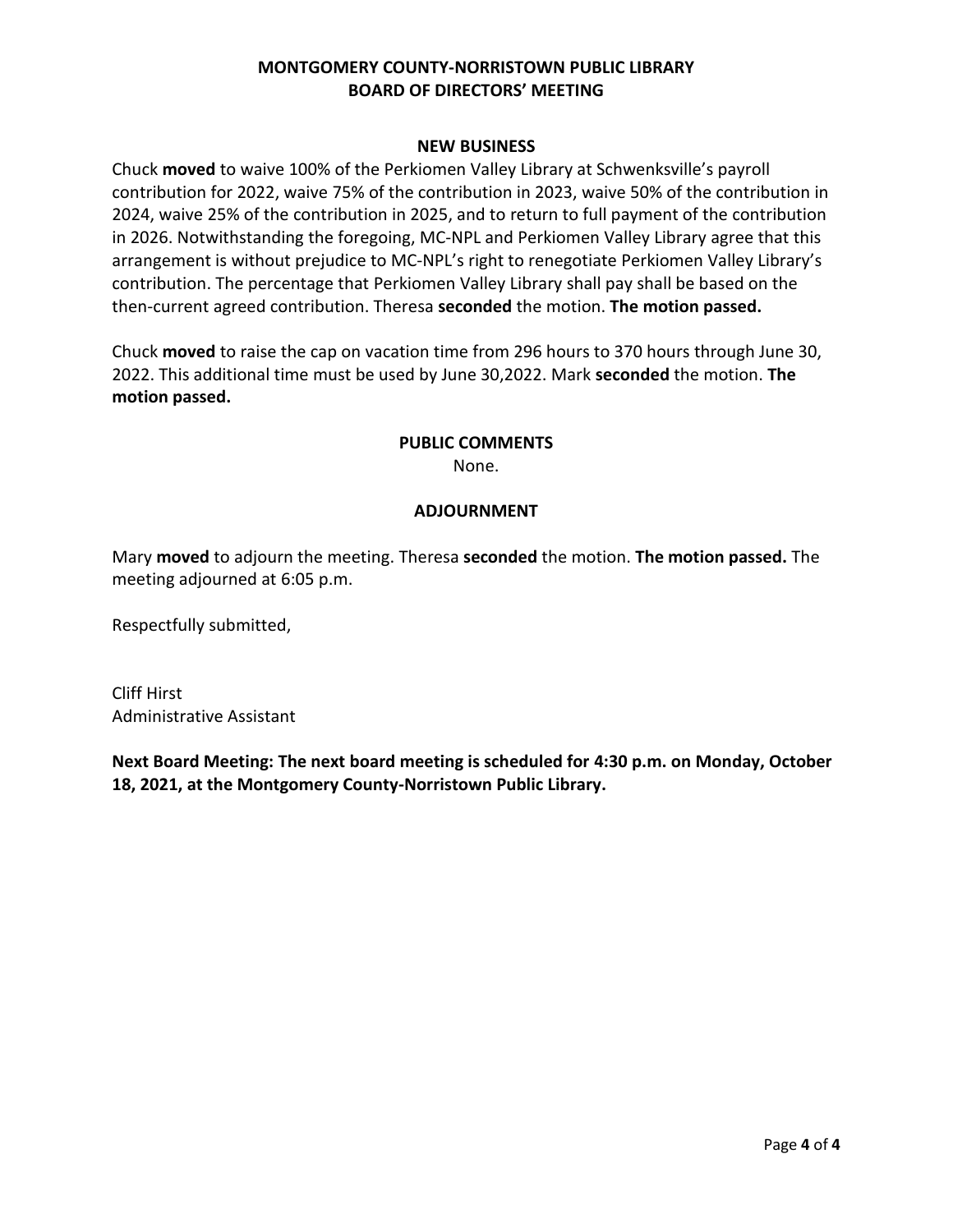**MONTGOMERY COUNTY-NORRISTOWN PUBLIC LIBRARY**
**BOARD OF DIRECTORS' MEETING**

## NEW BUSINESS

Chuck **moved** to waive 100% of the Perkiomen Valley Library at Schwenksville's payroll contribution for 2022, waive 75% of the contribution in 2023, waive 50% of the contribution in 2024, waive 25% of the contribution in 2025, and to return to full payment of the contribution in 2026. Notwithstanding the foregoing, MC-NPL and Perkiomen Valley Library agree that this arrangement is without prejudice to MC-NPL's right to renegotiate Perkiomen Valley Library's contribution. The percentage that Perkiomen Valley Library shall pay shall be based on the then-current agreed contribution. Theresa **seconded** the motion. **The motion passed.**

Chuck **moved** to raise the cap on vacation time from 296 hours to 370 hours through June 30, 2022. This additional time must be used by June 30,2022. Mark **seconded** the motion. **The motion passed.**

## PUBLIC COMMENTS

None.

## ADJOURNMENT

Mary **moved** to adjourn the meeting. Theresa **seconded** the motion. **The motion passed.** The meeting adjourned at 6:05 p.m.

Respectfully submitted,

Cliff Hirst
Administrative Assistant

**Next Board Meeting: The next board meeting is scheduled for 4:30 p.m. on Monday, October 18, 2021, at the Montgomery County-Norristown Public Library.**